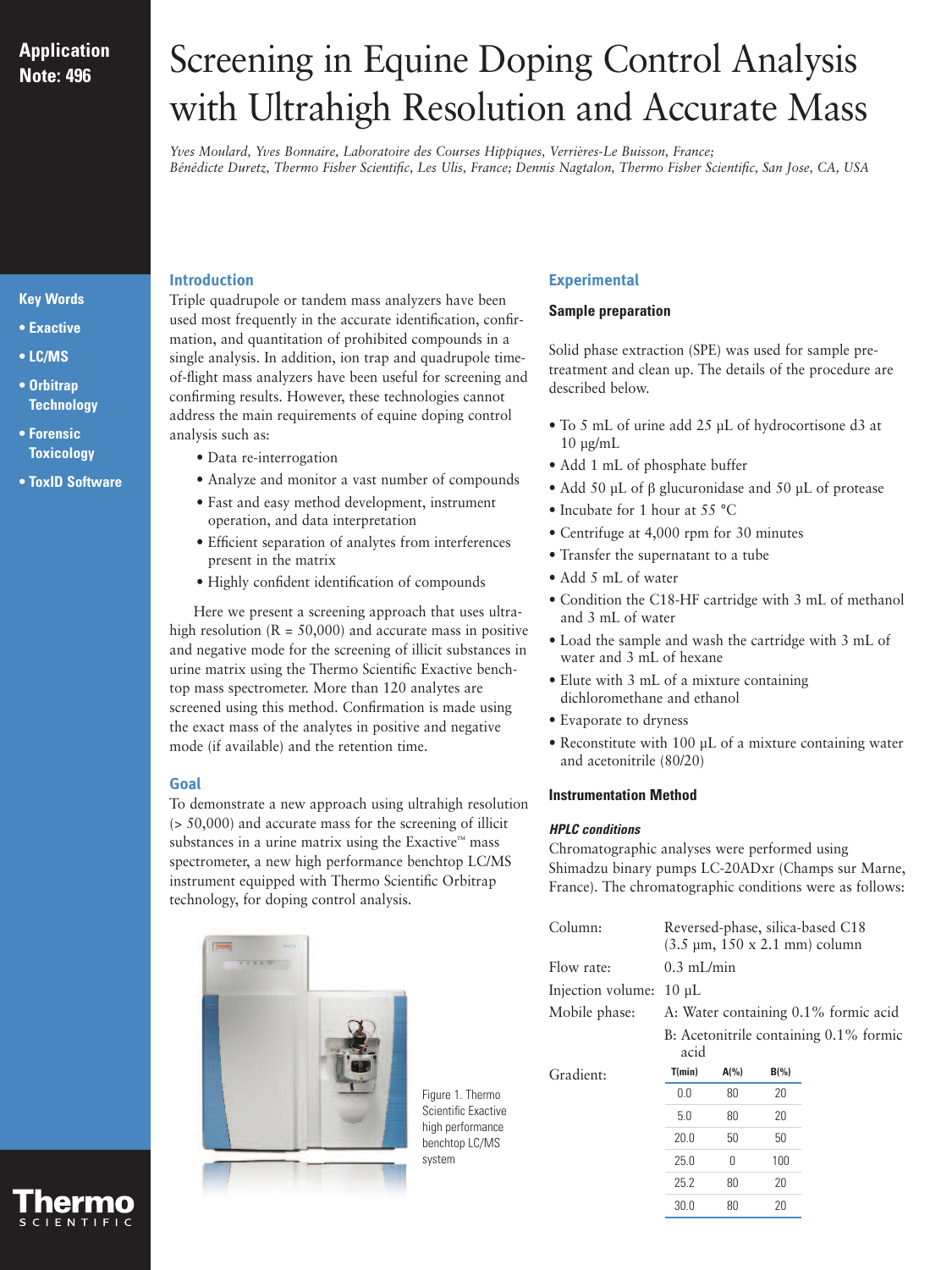Application Note: 496

# Screening in Equine Doping Control Analysis with Ultrahigh Resolution and Accurate Mass

*Yves Moulard, Yves Bonnaire, Laboratoire des Courses Hippiques, Verrières-Le Buisson, France; Bénédicte Duretz, Thermo Fisher Scientific, Les Ulis, France; Dennis Nagtalon, Thermo Fisher Scientific, San Jose, CA, USA*

**Key Words**

- **Exactive**
- **LC/MS**
- **Orbitrap Technology**
- **Forensic Toxicology**
- **ToxID Software**

## Introduction

Triple quadrupole or tandem mass analyzers have been used most frequently in the accurate identification, confirmation, and quantitation of prohibited compounds in a single analysis. In addition, ion trap and quadrupole time-of-flight mass analyzers have been useful for screening and confirming results. However, these technologies cannot address the main requirements of equine doping control analysis such as:

- Data re-interrogation
- Analyze and monitor a vast number of compounds
- Fast and easy method development, instrument operation, and data interpretation
- Efficient separation of analytes from interferences present in the matrix
- Highly confident identification of compounds

Here we present a screening approach that uses ultrahigh resolution (R = 50,000) and accurate mass in positive and negative mode for the screening of illicit substances in urine matrix using the Thermo Scientific Exactive benchtop mass spectrometer. More than 120 analytes are screened using this method. Confirmation is made using the exact mass of the analytes in positive and negative mode (if available) and the retention time.

## Goal

To demonstrate a new approach using ultrahigh resolution (> 50,000) and accurate mass for the screening of illicit substances in a urine matrix using the Exactive™ mass spectrometer, a new high performance benchtop LC/MS instrument equipped with Thermo Scientific Orbitrap technology, for doping control analysis.

Figure 1. Thermo Scientific Exactive high performance benchtop LC/MS system

## Experimental

### Sample preparation

Solid phase extraction (SPE) was used for sample pretreatment and clean up. The details of the procedure are described below.

- To 5 mL of urine add 25 µL of hydrocortisone d3 at 10 µg/mL
- Add 1 mL of phosphate buffer
- Add 50 µL of β glucuronidase and 50 µL of protease
- Incubate for 1 hour at 55 °C
- Centrifuge at 4,000 rpm for 30 minutes
- Transfer the supernatant to a tube
- Add 5 mL of water
- Condition the C18-HF cartridge with 3 mL of methanol and 3 mL of water
- Load the sample and wash the cartridge with 3 mL of water and 3 mL of hexane
- Elute with 3 mL of a mixture containing dichloromethane and ethanol
- Evaporate to dryness
- Reconstitute with 100 µL of a mixture containing water and acetonitrile (80/20)

### Instrumentation Method

#### *HPLC conditions*

Chromatographic analyses were performed using Shimadzu binary pumps LC-20ADxr (Champs sur Marne, France). The chromatographic conditions were as follows:

Column: Reversed-phase, silica-based C18 (3.5 µm, 150 x 2.1 mm) column

Flow rate: 0.3 mL/min

Injection volume: 10 µL

Mobile phase: A: Water containing 0.1% formic acid; B: Acetonitrile containing 0.1% formic acid

Gradient:

| T(min) | A(%) | B(%) |
|---|---|---|
| 0.0 | 80 | 20 |
| 5.0 | 80 | 20 |
| 20.0 | 50 | 50 |
| 25.0 | 0 | 100 |
| 25.2 | 80 | 20 |
| 30.0 | 80 | 20 |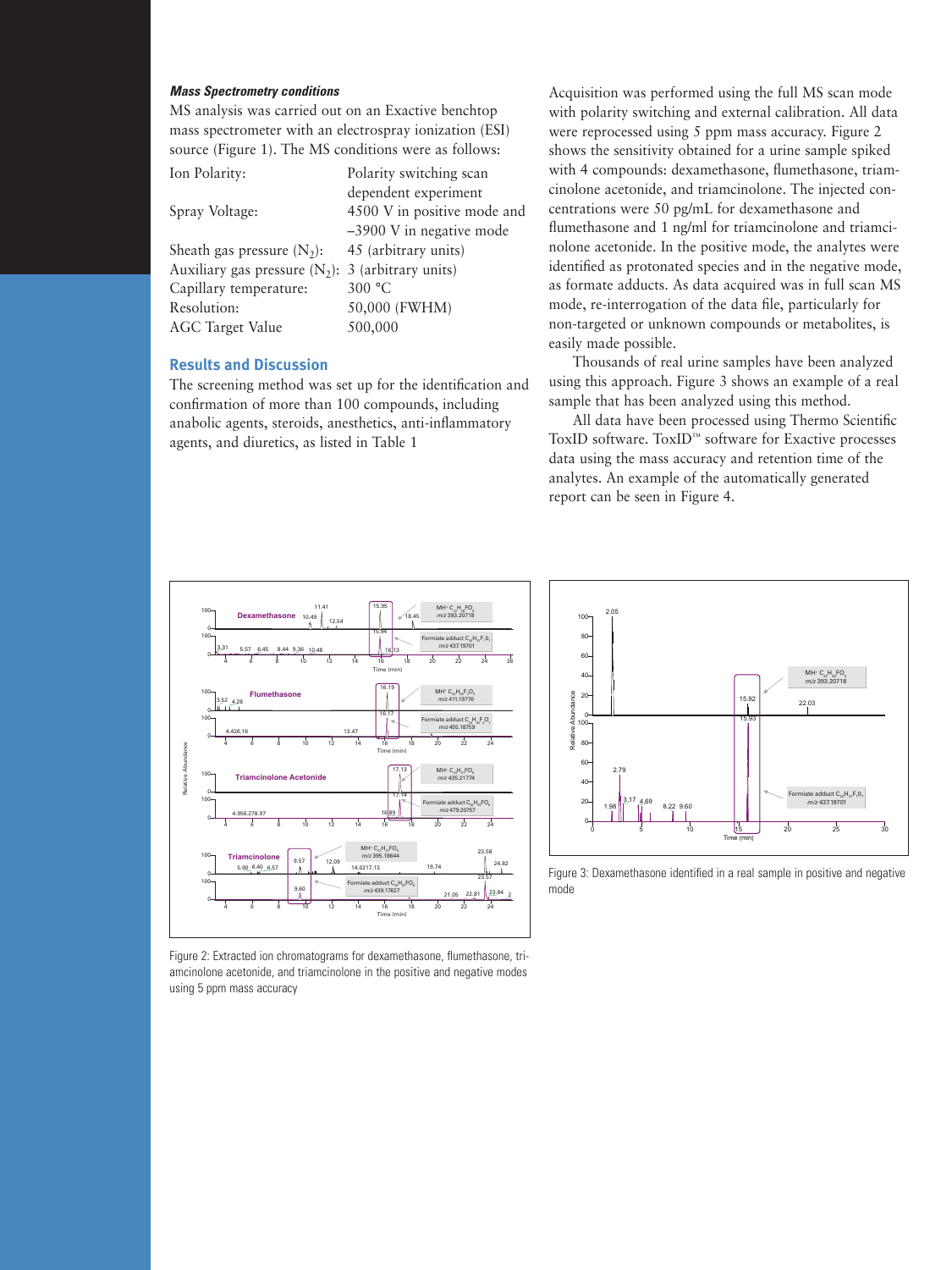### *Mass Spectrometry conditions*

MS analysis was carried out on an Exactive benchtop mass spectrometer with an electrospray ionization (ESI) source (Figure 1). The MS conditions were as follows:

| | |
|---|---|
| Ion Polarity: | Polarity switching scan dependent experiment |
| Spray Voltage: | 4500 V in positive mode and –3900 V in negative mode |
| Sheath gas pressure ($N_2$): | 45 (arbitrary units) |
| Auxiliary gas pressure ($N_2$): | 3 (arbitrary units) |
| Capillary temperature: | 300 °C |
| Resolution: | 50,000 (FWHM) |
| AGC Target Value | 500,000 |

## Results and Discussion

The screening method was set up for the identification and confirmation of more than 100 compounds, including anabolic agents, steroids, anesthetics, anti-inflammatory agents, and diuretics, as listed in Table 1

Acquisition was performed using the full MS scan mode with polarity switching and external calibration. All data were reprocessed using 5 ppm mass accuracy. Figure 2 shows the sensitivity obtained for a urine sample spiked with 4 compounds: dexamethasone, flumethasone, triamcinolone acetonide, and triamcinolone. The injected concentrations were 50 pg/mL for dexamethasone and flumethasone and 1 ng/ml for triamcinolone and triamcinolone acetonide. In the positive mode, the analytes were identified as protonated species and in the negative mode, as formate adducts. As data acquired was in full scan MS mode, re-interrogation of the data file, particularly for non-targeted or unknown compounds or metabolites, is easily made possible.

Thousands of real urine samples have been analyzed using this approach. Figure 3 shows an example of a real sample that has been analyzed using this method.

All data have been processed using Thermo Scientific ToxID software. ToxID™ software for Exactive processes data using the mass accuracy and retention time of the analytes. An example of the automatically generated report can be seen in Figure 4.

Figure 2: Extracted ion chromatograms for dexamethasone, flumethasone, triamcinolone acetonide, and triamcinolone in the positive and negative modes using 5 ppm mass accuracy

Figure 3: Dexamethasone identified in a real sample in positive and negative mode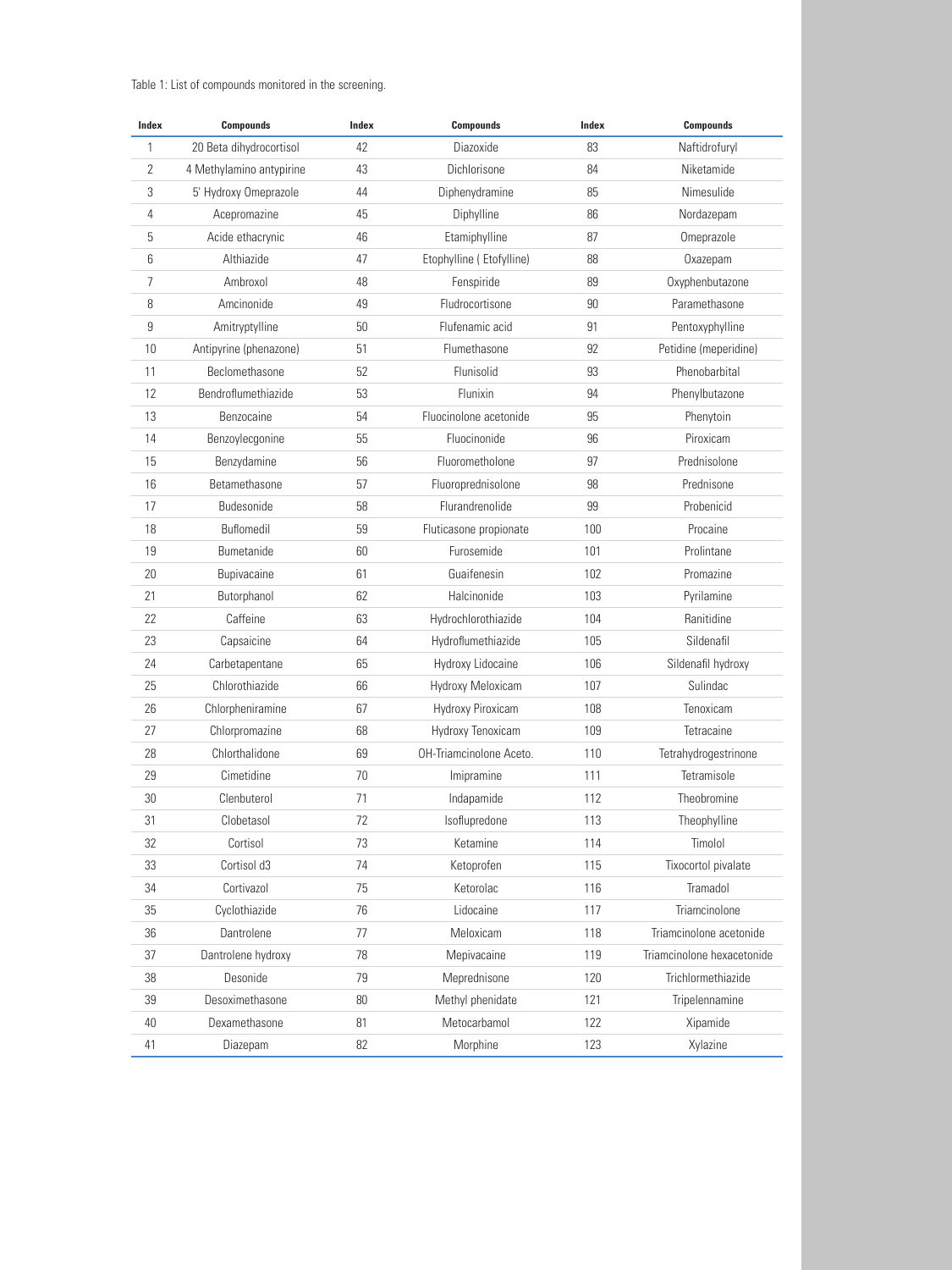Table 1: List of compounds monitored in the screening.

| Index | Compounds | Index | Compounds | Index | Compounds |
|---|---|---|---|---|---|
| 1 | 20 Beta dihydrocortisol | 42 | Diazoxide | 83 | Naftidrofuryl |
| 2 | 4 Methylamino antypirine | 43 | Dichlorisone | 84 | Niketamide |
| 3 | 5' Hydroxy Omeprazole | 44 | Diphenydramine | 85 | Nimesulide |
| 4 | Acepromazine | 45 | Diphylline | 86 | Nordazepam |
| 5 | Acide ethacrynic | 46 | Etamiphylline | 87 | Omeprazole |
| 6 | Althiazide | 47 | Etophylline ( Etofylline) | 88 | Oxazepam |
| 7 | Ambroxol | 48 | Fenspiride | 89 | Oxyphenbutazone |
| 8 | Amcinonide | 49 | Fludrocortisone | 90 | Paramethasone |
| 9 | Amitryptylline | 50 | Flufenamic acid | 91 | Pentoxyphylline |
| 10 | Antipyrine (phenazone) | 51 | Flumethasone | 92 | Petidine (meperidine) |
| 11 | Beclomethasone | 52 | Flunisolid | 93 | Phenobarbital |
| 12 | Bendroflumethiazide | 53 | Flunixin | 94 | Phenylbutazone |
| 13 | Benzocaine | 54 | Fluocinolone acetonide | 95 | Phenytoin |
| 14 | Benzoylecgonine | 55 | Fluocinonide | 96 | Piroxicam |
| 15 | Benzydamine | 56 | Fluorometholone | 97 | Prednisolone |
| 16 | Betamethasone | 57 | Fluoroprednisolone | 98 | Prednisone |
| 17 | Budesonide | 58 | Flurandrenolide | 99 | Probenicid |
| 18 | Buflomedil | 59 | Fluticasone propionate | 100 | Procaine |
| 19 | Bumetanide | 60 | Furosemide | 101 | Prolintane |
| 20 | Bupivacaine | 61 | Guaifenesin | 102 | Promazine |
| 21 | Butorphanol | 62 | Halcinonide | 103 | Pyrilamine |
| 22 | Caffeine | 63 | Hydrochlorothiazide | 104 | Ranitidine |
| 23 | Capsaicine | 64 | Hydroflumethiazide | 105 | Sildenafil |
| 24 | Carbetapentane | 65 | Hydroxy Lidocaine | 106 | Sildenafil hydroxy |
| 25 | Chlorothiazide | 66 | Hydroxy Meloxicam | 107 | Sulindac |
| 26 | Chlorpheniramine | 67 | Hydroxy Piroxicam | 108 | Tenoxicam |
| 27 | Chlorpromazine | 68 | Hydroxy Tenoxicam | 109 | Tetracaine |
| 28 | Chlorthalidone | 69 | OH-Triamcinolone Aceto. | 110 | Tetrahydrogestrinone |
| 29 | Cimetidine | 70 | Imipramine | 111 | Tetramisole |
| 30 | Clenbuterol | 71 | Indapamide | 112 | Theobromine |
| 31 | Clobetasol | 72 | Isoflupredone | 113 | Theophylline |
| 32 | Cortisol | 73 | Ketamine | 114 | Timolol |
| 33 | Cortisol d3 | 74 | Ketoprofen | 115 | Tixocortol pivalate |
| 34 | Cortivazol | 75 | Ketorolac | 116 | Tramadol |
| 35 | Cyclothiazide | 76 | Lidocaine | 117 | Triamcinolone |
| 36 | Dantrolene | 77 | Meloxicam | 118 | Triamcinolone acetonide |
| 37 | Dantrolene hydroxy | 78 | Mepivacaine | 119 | Triamcinolone hexacetonide |
| 38 | Desonide | 79 | Meprednisone | 120 | Trichlormethiazide |
| 39 | Desoximethasone | 80 | Methyl phenidate | 121 | Tripelennamine |
| 40 | Dexamethasone | 81 | Metocarbamol | 122 | Xipamide |
| 41 | Diazepam | 82 | Morphine | 123 | Xylazine |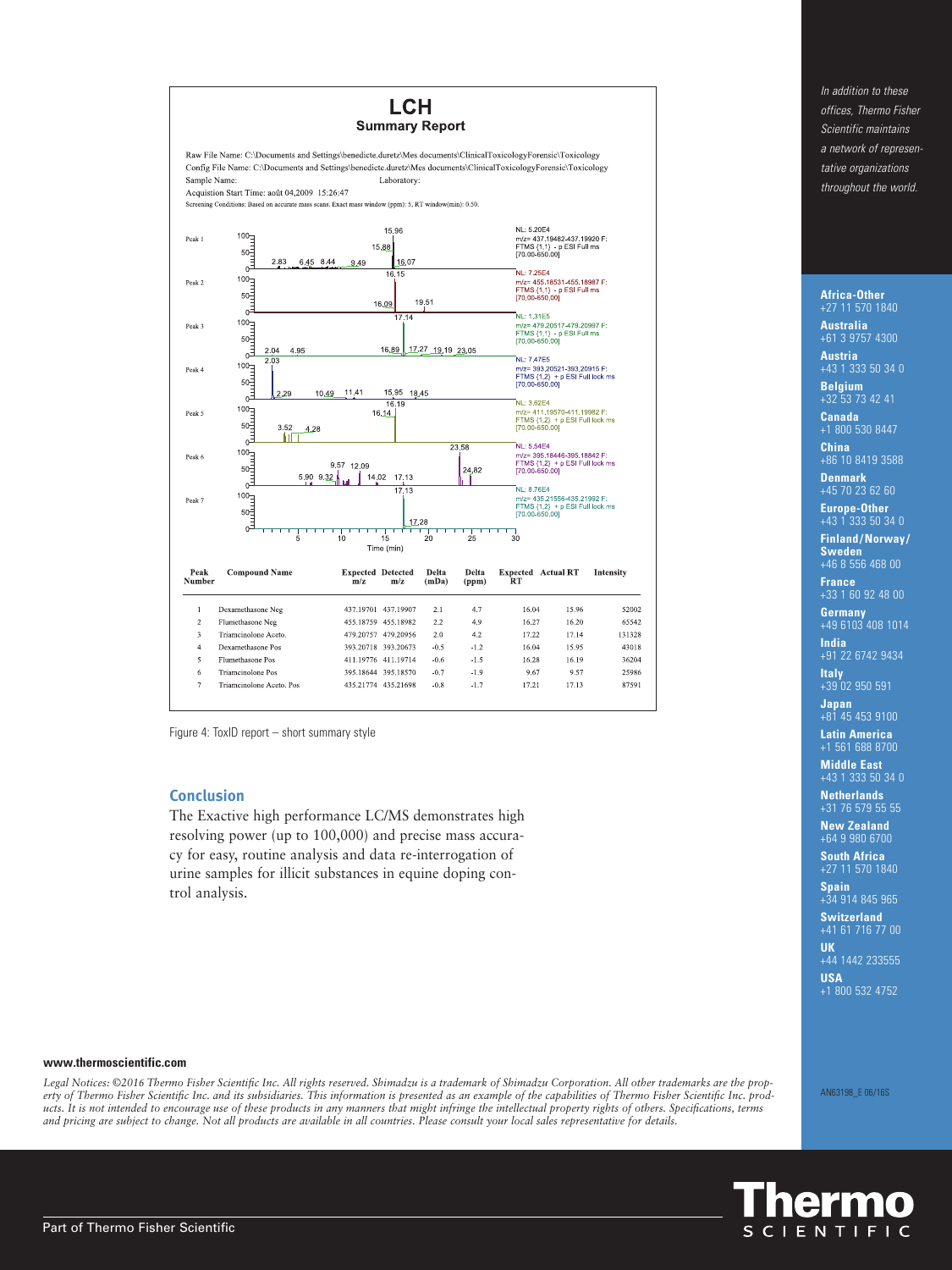# LCH
## Summary Report

Raw File Name: C:\Documents and Settings\benedicte.duretz\Mes documents\ClinicalToxicologyForensic\Toxicology
Config File Name: C:\Documents and Settings\benedicte.duretz\Mes documents\ClinicalToxicologyForensic\Toxicology
Sample Name: Laboratory:
Acquistion Start Time: août 04,2009 15:26:47
Screening Conditions: Based on accurate mass scans. Exact mass window (ppm): 5, RT window(min): 0.50.

Peak 1
15.96
15.88
2.83 6.45 8.44 9.49 16.07
NL: 5.20E4
m/z= 437.19482-437.19920 F: FTMS {1,1} - p ESI Full ms [70.00-650.00]

Peak 2
16.15
16.09 19.51
NL: 7.25E4
m/z= 455.18531-455.18987 F: FTMS {1,1} - p ESI Full ms [70.00-650.00]

Peak 3
17.14
2.04 4.95 16.89 17.27 19.19 23.05
NL: 1.31E5
m/z= 479.20517-479.20997 F: FTMS {1,1} - p ESI Full ms [70.00-650.00]

Peak 4
2.03
2.29 10.49 11.41 15.95 18.45
NL: 7.47E5
m/z= 393.20521-393.20915 F: FTMS {1,2} + p ESI Full lock ms [70.00-650.00]

Peak 5
16.19
16.14
3.52 4.28
NL: 3.62E4
m/z= 411.19570-411.19982 F: FTMS {1,2} + p ESI Full lock ms [70.00-650.00]

Peak 6
23.58
9.57 12.09 24.82
5.90 9.32 14.02 17.13
NL: 5.54E4
m/z= 395.18446-395.18842 F: FTMS {1,2} + p ESI Full lock ms [70.00-650.00]

Peak 7
17.13
17.28
NL: 8.76E4
m/z= 435.21556-435.21992 F: FTMS {1,2} + p ESI Full lock ms [70.00-650.00]

Time (min)

| Peak Number | Compound Name | Expected m/z | Detected m/z | Delta (mDa) | Delta (ppm) | Expected RT | Actual RT | Intensity |
|---|---|---|---|---|---|---|---|---|
| 1 | Dexamethasone Neg | 437.19701 | 437.19907 | 2.1 | 4.7 | 16.04 | 15.96 | 52002 |
| 2 | Flumethasone Neg | 455.18759 | 455.18982 | 2.2 | 4.9 | 16.27 | 16.20 | 65542 |
| 3 | Triamcinolone Aceto. | 479.20757 | 479.20956 | 2.0 | 4.2 | 17.22 | 17.14 | 131328 |
| 4 | Dexamethasone Pos | 393.20718 | 393.20673 | -0.5 | -1.2 | 16.04 | 15.95 | 43018 |
| 5 | Flumethasone Pos | 411.19776 | 411.19714 | -0.6 | -1.5 | 16.28 | 16.19 | 36204 |
| 6 | Triamcinolone Pos | 395.18644 | 395.18570 | -0.7 | -1.9 | 9.67 | 9.57 | 25986 |
| 7 | Triamcinolone Aceto. Pos | 435.21774 | 435.21698 | -0.8 | -1.7 | 17.21 | 17.13 | 87591 |

Figure 4: ToxID report – short summary style

## Conclusion

The Exactive high performance LC/MS demonstrates high resolving power (up to 100,000) and precise mass accuracy for easy, routine analysis and data re-interrogation of urine samples for illicit substances in equine doping control analysis.

*In addition to these offices, Thermo Fisher Scientific maintains a network of representative organizations throughout the world.*

**Africa-Other** +27 11 570 1840
**Australia** +61 3 9757 4300
**Austria** +43 1 333 50 34 0
**Belgium** +32 53 73 42 41
**Canada** +1 800 530 8447
**China** +86 10 8419 3588
**Denmark** +45 70 23 62 60
**Europe-Other** +43 1 333 50 34 0
**Finland/Norway/Sweden** +46 8 556 468 00
**France** +33 1 60 92 48 00
**Germany** +49 6103 408 1014
**India** +91 22 6742 9434
**Italy** +39 02 950 591
**Japan** +81 45 453 9100
**Latin America** +1 561 688 8700
**Middle East** +43 1 333 50 34 0
**Netherlands** +31 76 579 55 55
**New Zealand** +64 9 980 6700
**South Africa** +27 11 570 1840
**Spain** +34 914 845 965
**Switzerland** +41 61 716 77 00
**UK** +44 1442 233555
**USA** +1 800 532 4752

**www.thermoscientific.com**

*Legal Notices: ©2016 Thermo Fisher Scientific Inc. All rights reserved. Shimadzu is a trademark of Shimadzu Corporation. All other trademarks are the property of Thermo Fisher Scientific Inc. and its subsidiaries. This information is presented as an example of the capabilities of Thermo Fisher Scientific Inc. products. It is not intended to encourage use of these products in any manners that might infringe the intellectual property rights of others. Specifications, terms and pricing are subject to change. Not all products are available in all countries. Please consult your local sales representative for details.*

AN63198_E 06/16S

Thermo SCIENTIFIC

Part of Thermo Fisher Scientific